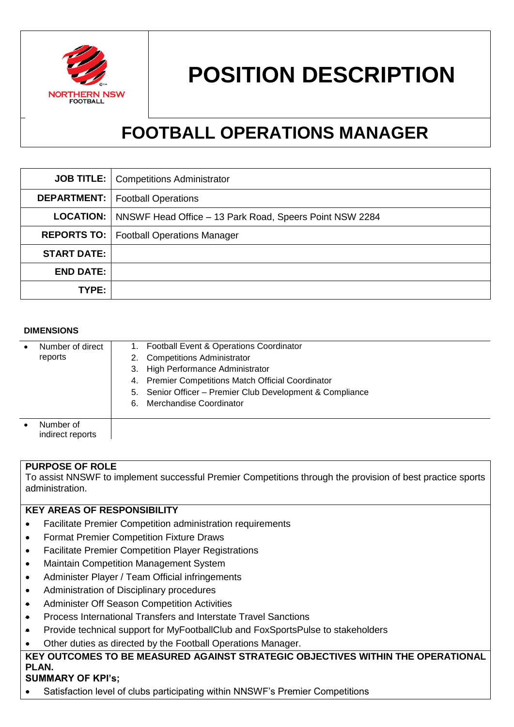NORTHERN NSW FOOTBALL

# POSITION DESCRIPTION

# FOOTBALL OPERATIONS MANAGER

| | |
|---|---|
| **JOB TITLE:** | Competitions Administrator |
| **DEPARTMENT:** | Football Operations |
| **LOCATION:** | NNSWF Head Office – 13 Park Road, Speers Point NSW 2284 |
| **REPORTS TO:** | Football Operations Manager |
| **START DATE:** | |
| **END DATE:** | |
| **TYPE:** | |

**DIMENSIONS**

| | |
|---|---|
| • Number of direct reports | 1. Football Event & Operations Coordinator<br>2. Competitions Administrator<br>3. High Performance Administrator<br>4. Premier Competitions Match Official Coordinator<br>5. Senior Officer – Premier Club Development & Compliance<br>6. Merchandise Coordinator |
| • Number of indirect reports | |

**PURPOSE OF ROLE**

To assist NNSWF to implement successful Premier Competitions through the provision of best practice sports administration.

**KEY AREAS OF RESPONSIBILITY**

- Facilitate Premier Competition administration requirements
- Format Premier Competition Fixture Draws
- Facilitate Premier Competition Player Registrations
- Maintain Competition Management System
- Administer Player / Team Official infringements
- Administration of Disciplinary procedures
- Administer Off Season Competition Activities
- Process International Transfers and Interstate Travel Sanctions
- Provide technical support for MyFootballClub and FoxSportsPulse to stakeholders
- Other duties as directed by the Football Operations Manager.

**KEY OUTCOMES TO BE MEASURED AGAINST STRATEGIC OBJECTIVES WITHIN THE OPERATIONAL PLAN.**

**SUMMARY OF KPI's;**

- Satisfaction level of clubs participating within NNSWF's Premier Competitions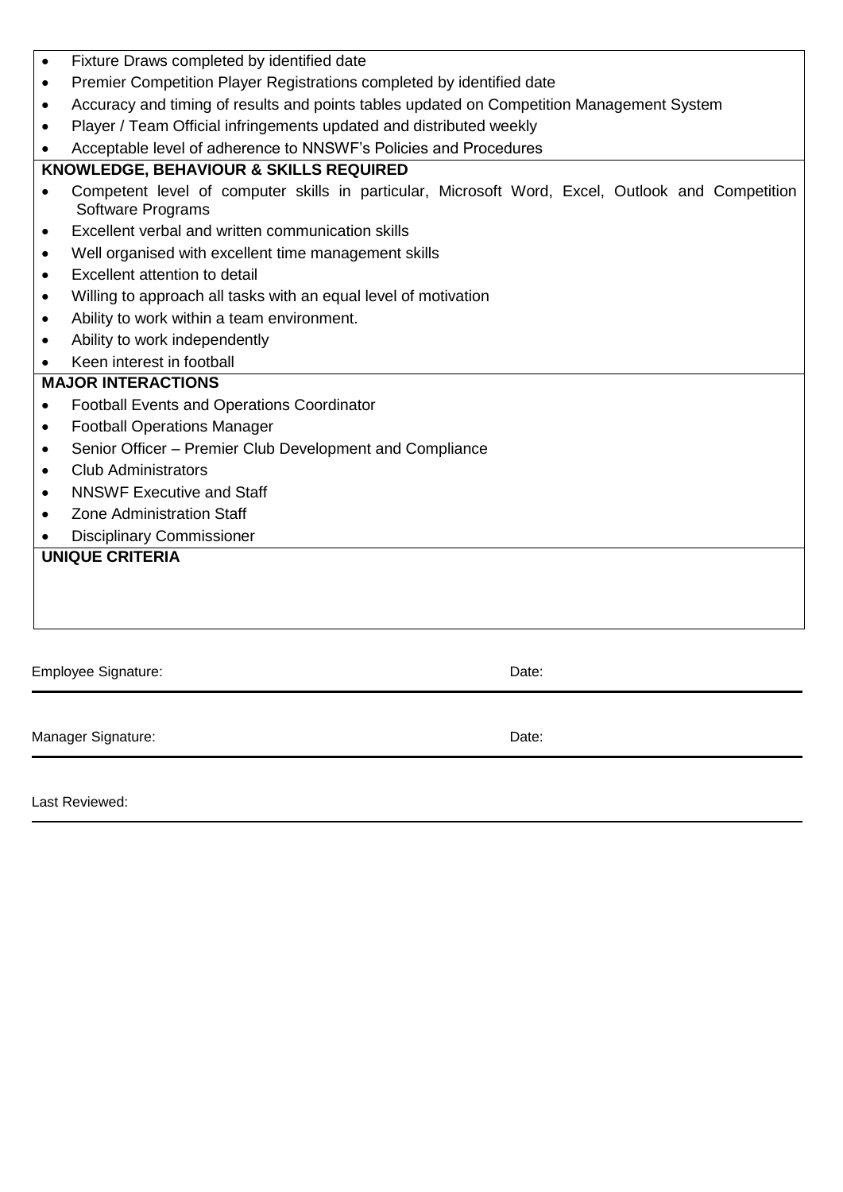- Fixture Draws completed by identified date
- Premier Competition Player Registrations completed by identified date
- Accuracy and timing of results and points tables updated on Competition Management System
- Player / Team Official infringements updated and distributed weekly
- Acceptable level of adherence to NNSWF's Policies and Procedures

**KNOWLEDGE, BEHAVIOUR & SKILLS REQUIRED**

- Competent level of computer skills in particular, Microsoft Word, Excel, Outlook and Competition Software Programs
- Excellent verbal and written communication skills
- Well organised with excellent time management skills
- Excellent attention to detail
- Willing to approach all tasks with an equal level of motivation
- Ability to work within a team environment.
- Ability to work independently
- Keen interest in football

**MAJOR INTERACTIONS**

- Football Events and Operations Coordinator
- Football Operations Manager
- Senior Officer – Premier Club Development and Compliance
- Club Administrators
- NNSWF Executive and Staff
- Zone Administration Staff
- Disciplinary Commissioner

**UNIQUE CRITERIA**

Employee Signature: Date:

Manager Signature: Date:

Last Reviewed: